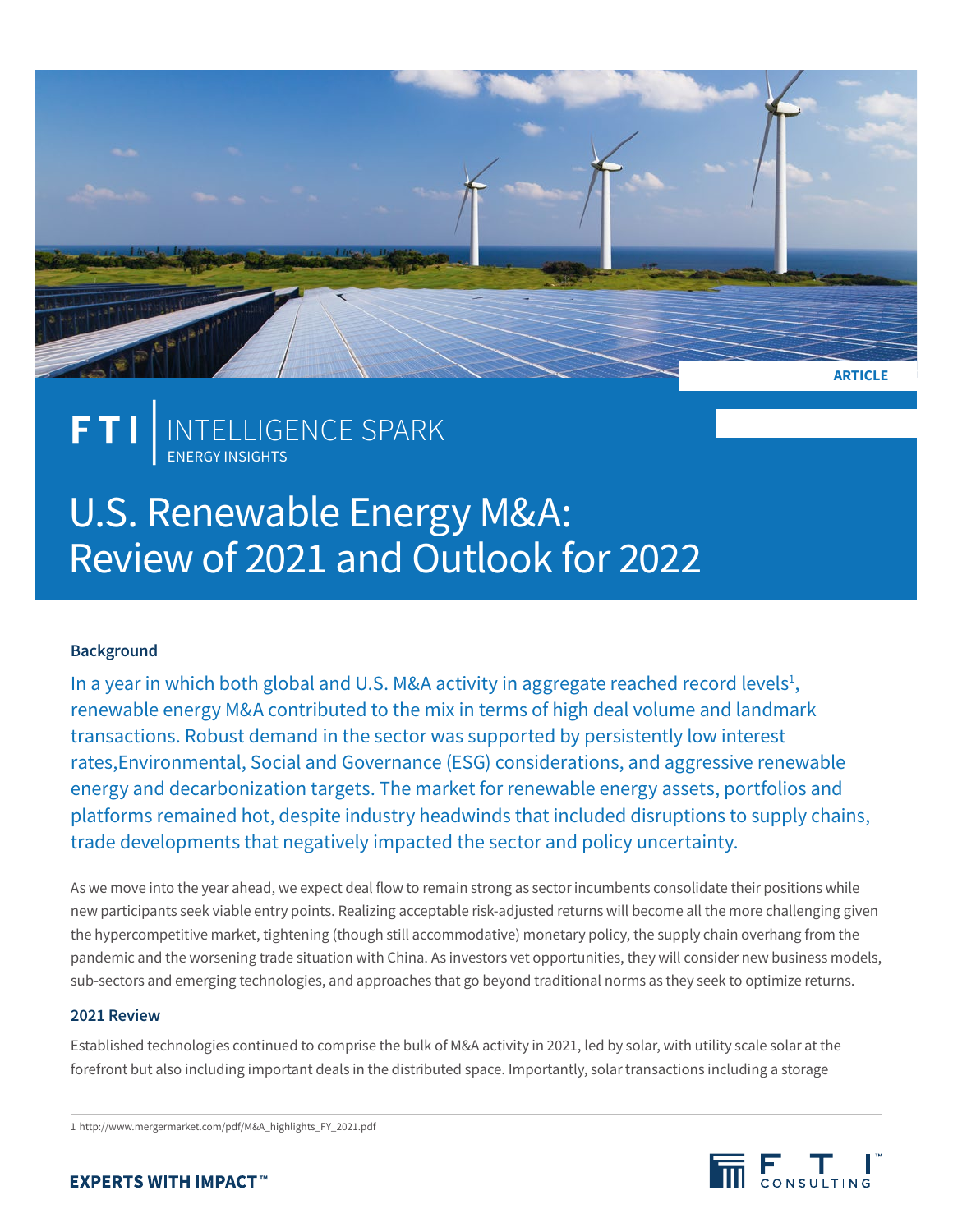ARTICLE

FTI | INTELLIGENCE SPARK
ENERGY INSIGHTS

# U.S. Renewable Energy M&A: Review of 2021 and Outlook for 2022

### Background

In a year in which both global and U.S. M&A activity in aggregate reached record levels[1], renewable energy M&A contributed to the mix in terms of high deal volume and landmark transactions. Robust demand in the sector was supported by persistently low interest rates,Environmental, Social and Governance (ESG) considerations, and aggressive renewable energy and decarbonization targets. The market for renewable energy assets, portfolios and platforms remained hot, despite industry headwinds that included disruptions to supply chains, trade developments that negatively impacted the sector and policy uncertainty.

As we move into the year ahead, we expect deal flow to remain strong as sector incumbents consolidate their positions while new participants seek viable entry points. Realizing acceptable risk-adjusted returns will become all the more challenging given the hypercompetitive market, tightening (though still accommodative) monetary policy, the supply chain overhang from the pandemic and the worsening trade situation with China. As investors vet opportunities, they will consider new business models, sub-sectors and emerging technologies, and approaches that go beyond traditional norms as they seek to optimize returns.

### 2021 Review

Established technologies continued to comprise the bulk of M&A activity in 2021, led by solar, with utility scale solar at the forefront but also including important deals in the distributed space. Importantly, solar transactions including a storage

1 http://www.mergermarket.com/pdf/M&A_highlights_FY_2021.pdf

EXPERTS WITH IMPACT™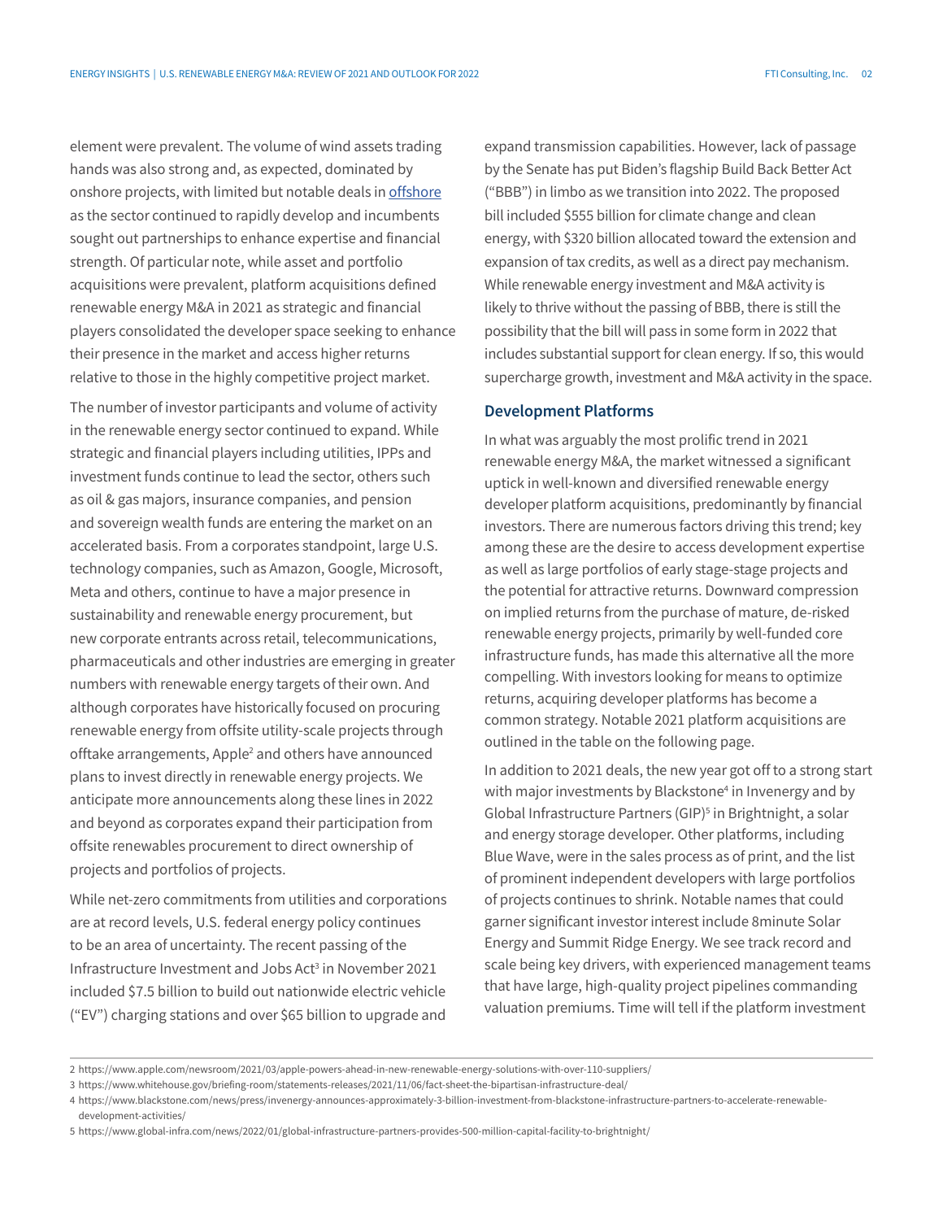element were prevalent. The volume of wind assets trading hands was also strong and, as expected, dominated by onshore projects, with limited but notable deals in offshore as the sector continued to rapidly develop and incumbents sought out partnerships to enhance expertise and financial strength. Of particular note, while asset and portfolio acquisitions were prevalent, platform acquisitions defined renewable energy M&A in 2021 as strategic and financial players consolidated the developer space seeking to enhance their presence in the market and access higher returns relative to those in the highly competitive project market.

The number of investor participants and volume of activity in the renewable energy sector continued to expand. While strategic and financial players including utilities, IPPs and investment funds continue to lead the sector, others such as oil & gas majors, insurance companies, and pension and sovereign wealth funds are entering the market on an accelerated basis. From a corporates standpoint, large U.S. technology companies, such as Amazon, Google, Microsoft, Meta and others, continue to have a major presence in sustainability and renewable energy procurement, but new corporate entrants across retail, telecommunications, pharmaceuticals and other industries are emerging in greater numbers with renewable energy targets of their own. And although corporates have historically focused on procuring renewable energy from offsite utility-scale projects through offtake arrangements, Apple[2] and others have announced plans to invest directly in renewable energy projects. We anticipate more announcements along these lines in 2022 and beyond as corporates expand their participation from offsite renewables procurement to direct ownership of projects and portfolios of projects.

While net-zero commitments from utilities and corporations are at record levels, U.S. federal energy policy continues to be an area of uncertainty. The recent passing of the Infrastructure Investment and Jobs Act[3] in November 2021 included $7.5 billion to build out nationwide electric vehicle ("EV") charging stations and over $65 billion to upgrade and expand transmission capabilities. However, lack of passage by the Senate has put Biden's flagship Build Back Better Act ("BBB") in limbo as we transition into 2022. The proposed bill included $555 billion for climate change and clean energy, with $320 billion allocated toward the extension and expansion of tax credits, as well as a direct pay mechanism. While renewable energy investment and M&A activity is likely to thrive without the passing of BBB, there is still the possibility that the bill will pass in some form in 2022 that includes substantial support for clean energy. If so, this would supercharge growth, investment and M&A activity in the space.

## Development Platforms

In what was arguably the most prolific trend in 2021 renewable energy M&A, the market witnessed a significant uptick in well-known and diversified renewable energy developer platform acquisitions, predominantly by financial investors. There are numerous factors driving this trend; key among these are the desire to access development expertise as well as large portfolios of early stage-stage projects and the potential for attractive returns. Downward compression on implied returns from the purchase of mature, de-risked renewable energy projects, primarily by well-funded core infrastructure funds, has made this alternative all the more compelling. With investors looking for means to optimize returns, acquiring developer platforms has become a common strategy. Notable 2021 platform acquisitions are outlined in the table on the following page.

In addition to 2021 deals, the new year got off to a strong start with major investments by Blackstone[4] in Invenergy and by Global Infrastructure Partners (GIP)[5] in Brightnight, a solar and energy storage developer. Other platforms, including Blue Wave, were in the sales process as of print, and the list of prominent independent developers with large portfolios of projects continues to shrink. Notable names that could garner significant investor interest include 8minute Solar Energy and Summit Ridge Energy. We see track record and scale being key drivers, with experienced management teams that have large, high-quality project pipelines commanding valuation premiums. Time will tell if the platform investment

2 https://www.apple.com/newsroom/2021/03/apple-powers-ahead-in-new-renewable-energy-solutions-with-over-110-suppliers/

3 https://www.whitehouse.gov/briefing-room/statements-releases/2021/11/06/fact-sheet-the-bipartisan-infrastructure-deal/

4 https://www.blackstone.com/news/press/invenergy-announces-approximately-3-billion-investment-from-blackstone-infrastructure-partners-to-accelerate-renewable-development-activities/

5 https://www.global-infra.com/news/2022/01/global-infrastructure-partners-provides-500-million-capital-facility-to-brightnight/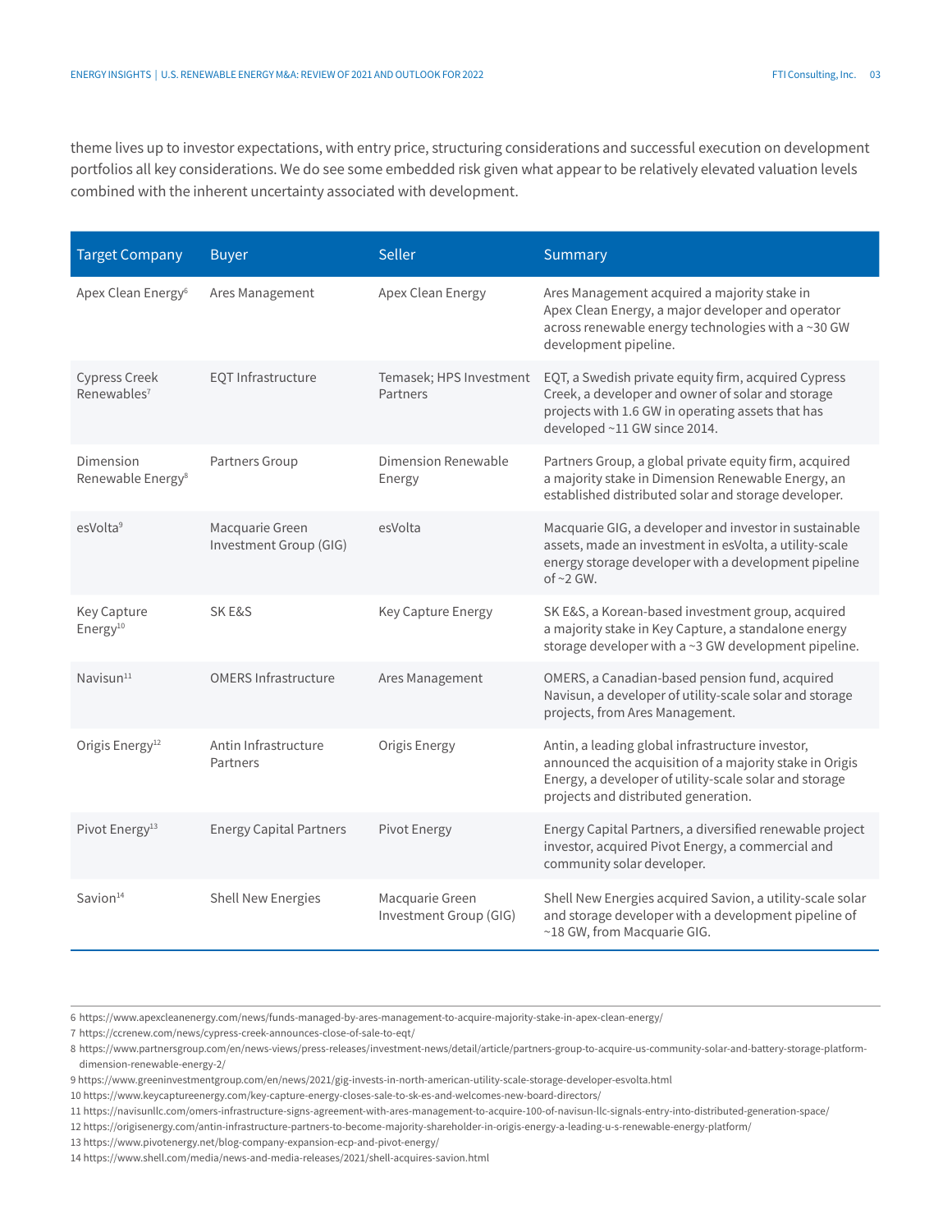theme lives up to investor expectations, with entry price, structuring considerations and successful execution on development portfolios all key considerations. We do see some embedded risk given what appear to be relatively elevated valuation levels combined with the inherent uncertainty associated with development.

| Target Company | Buyer | Seller | Summary |
|---|---|---|---|
| Apex Clean Energy[6] | Ares Management | Apex Clean Energy | Ares Management acquired a majority stake in Apex Clean Energy, a major developer and operator across renewable energy technologies with a ~30 GW development pipeline. |
| Cypress Creek Renewables[7] | EQT Infrastructure | Temasek; HPS Investment Partners | EQT, a Swedish private equity firm, acquired Cypress Creek, a developer and owner of solar and storage projects with 1.6 GW in operating assets that has developed ~11 GW since 2014. |
| Dimension Renewable Energy[8] | Partners Group | Dimension Renewable Energy | Partners Group, a global private equity firm, acquired a majority stake in Dimension Renewable Energy, an established distributed solar and storage developer. |
| esVolta[9] | Macquarie Green Investment Group (GIG) | esVolta | Macquarie GIG, a developer and investor in sustainable assets, made an investment in esVolta, a utility-scale energy storage developer with a development pipeline of ~2 GW. |
| Key Capture Energy[10] | SK E&S | Key Capture Energy | SK E&S, a Korean-based investment group, acquired a majority stake in Key Capture, a standalone energy storage developer with a ~3 GW development pipeline. |
| Navisun[11] | OMERS Infrastructure | Ares Management | OMERS, a Canadian-based pension fund, acquired Navisun, a developer of utility-scale solar and storage projects, from Ares Management. |
| Origis Energy[12] | Antin Infrastructure Partners | Origis Energy | Antin, a leading global infrastructure investor, announced the acquisition of a majority stake in Origis Energy, a developer of utility-scale solar and storage projects and distributed generation. |
| Pivot Energy[13] | Energy Capital Partners | Pivot Energy | Energy Capital Partners, a diversified renewable project investor, acquired Pivot Energy, a commercial and community solar developer. |
| Savion[14] | Shell New Energies | Macquarie Green Investment Group (GIG) | Shell New Energies acquired Savion, a utility-scale solar and storage developer with a development pipeline of ~18 GW, from Macquarie GIG. |

6 https://www.apexcleanenergy.com/news/funds-managed-by-ares-management-to-acquire-majority-stake-in-apex-clean-energy/

7 https://ccrenew.com/news/cypress-creek-announces-close-of-sale-to-eqt/

8 https://www.partnersgroup.com/en/news-views/press-releases/investment-news/detail/article/partners-group-to-acquire-us-community-solar-and-battery-storage-platform-dimension-renewable-energy-2/

9 https://www.greeninvestmentgroup.com/en/news/2021/gig-invests-in-north-american-utility-scale-storage-developer-esvolta.html

10 https://www.keycaptureenergy.com/key-capture-energy-closes-sale-to-sk-es-and-welcomes-new-board-directors/

11 https://navisunllc.com/omers-infrastructure-signs-agreement-with-ares-management-to-acquire-100-of-navisun-llc-signals-entry-into-distributed-generation-space/

12 https://origisenergy.com/antin-infrastructure-partners-to-become-majority-shareholder-in-origis-energy-a-leading-u-s-renewable-energy-platform/

13 https://www.pivotenergy.net/blog-company-expansion-ecp-and-pivot-energy/

14 https://www.shell.com/media/news-and-media-releases/2021/shell-acquires-savion.html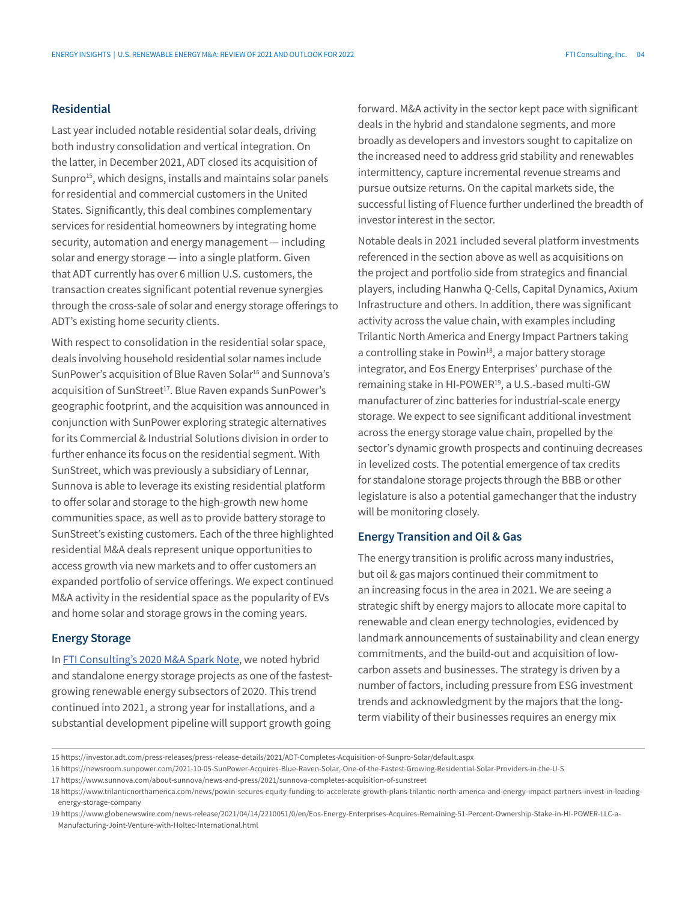## Residential

Last year included notable residential solar deals, driving both industry consolidation and vertical integration. On the latter, in December 2021, ADT closed its acquisition of Sunpro[15], which designs, installs and maintains solar panels for residential and commercial customers in the United States. Significantly, this deal combines complementary services for residential homeowners by integrating home security, automation and energy management — including solar and energy storage — into a single platform. Given that ADT currently has over 6 million U.S. customers, the transaction creates significant potential revenue synergies through the cross-sale of solar and energy storage offerings to ADT's existing home security clients.

With respect to consolidation in the residential solar space, deals involving household residential solar names include SunPower's acquisition of Blue Raven Solar[16] and Sunnova's acquisition of SunStreet[17]. Blue Raven expands SunPower's geographic footprint, and the acquisition was announced in conjunction with SunPower exploring strategic alternatives for its Commercial & Industrial Solutions division in order to further enhance its focus on the residential segment. With SunStreet, which was previously a subsidiary of Lennar, Sunnova is able to leverage its existing residential platform to offer solar and storage to the high-growth new home communities space, as well as to provide battery storage to SunStreet's existing customers. Each of the three highlighted residential M&A deals represent unique opportunities to access growth via new markets and to offer customers an expanded portfolio of service offerings. We expect continued M&A activity in the residential space as the popularity of EVs and home solar and storage grows in the coming years.

## Energy Storage

In [FTI Consulting's 2020 M&A Spark Note](), we noted hybrid and standalone energy storage projects as one of the fastest-growing renewable energy subsectors of 2020. This trend continued into 2021, a strong year for installations, and a substantial development pipeline will support growth going forward. M&A activity in the sector kept pace with significant deals in the hybrid and standalone segments, and more broadly as developers and investors sought to capitalize on the increased need to address grid stability and renewables intermittency, capture incremental revenue streams and pursue outsize returns. On the capital markets side, the successful listing of Fluence further underlined the breadth of investor interest in the sector.

Notable deals in 2021 included several platform investments referenced in the section above as well as acquisitions on the project and portfolio side from strategics and financial players, including Hanwha Q-Cells, Capital Dynamics, Axium Infrastructure and others. In addition, there was significant activity across the value chain, with examples including Trilantic North America and Energy Impact Partners taking a controlling stake in Powin[18], a major battery storage integrator, and Eos Energy Enterprises' purchase of the remaining stake in HI-POWER[19], a U.S.-based multi-GW manufacturer of zinc batteries for industrial-scale energy storage. We expect to see significant additional investment across the energy storage value chain, propelled by the sector's dynamic growth prospects and continuing decreases in levelized costs. The potential emergence of tax credits for standalone storage projects through the BBB or other legislature is also a potential gamechanger that the industry will be monitoring closely.

## Energy Transition and Oil & Gas

The energy transition is prolific across many industries, but oil & gas majors continued their commitment to an increasing focus in the area in 2021. We are seeing a strategic shift by energy majors to allocate more capital to renewable and clean energy technologies, evidenced by landmark announcements of sustainability and clean energy commitments, and the build-out and acquisition of low-carbon assets and businesses. The strategy is driven by a number of factors, including pressure from ESG investment trends and acknowledgment by the majors that the long-term viability of their businesses requires an energy mix

---

15 https://investor.adt.com/press-releases/press-release-details/2021/ADT-Completes-Acquisition-of-Sunpro-Solar/default.aspx

16 https://newsroom.sunpower.com/2021-10-05-SunPower-Acquires-Blue-Raven-Solar,-One-of-the-Fastest-Growing-Residential-Solar-Providers-in-the-U-S

17 https://www.sunnova.com/about-sunnova/news-and-press/2021/sunnova-completes-acquisition-of-sunstreet

18 https://www.trilanticnorthamerica.com/news/powin-secures-equity-funding-to-accelerate-growth-plans-trilantic-north-america-and-energy-impact-partners-invest-in-leading-energy-storage-company

19 https://www.globenewswire.com/news-release/2021/04/14/2210051/0/en/Eos-Energy-Enterprises-Acquires-Remaining-51-Percent-Ownership-Stake-in-HI-POWER-LLC-a-Manufacturing-Joint-Venture-with-Holtec-International.html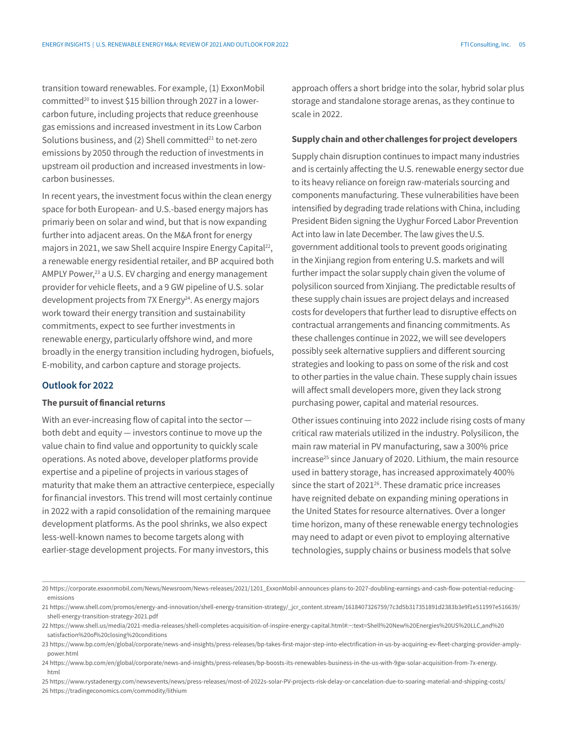transition toward renewables. For example, (1) ExxonMobil committed[20] to invest $15 billion through 2027 in a lower-carbon future, including projects that reduce greenhouse gas emissions and increased investment in its Low Carbon Solutions business, and (2) Shell committed[21] to net-zero emissions by 2050 through the reduction of investments in upstream oil production and increased investments in low-carbon businesses.

In recent years, the investment focus within the clean energy space for both European- and U.S.-based energy majors has primariy been on solar and wind, but that is now expanding further into adjacent areas. On the M&A front for energy majors in 2021, we saw Shell acquire Inspire Energy Capital[22], a renewable energy residential retailer, and BP acquired both AMPLY Power,[23] a U.S. EV charging and energy management provider for vehicle fleets, and a 9 GW pipeline of U.S. solar development projects from 7X Energy[24]. As energy majors work toward their energy transition and sustainability commitments, expect to see further investments in renewable energy, particularly offshore wind, and more broadly in the energy transition including hydrogen, biofuels, E-mobility, and carbon capture and storage projects.

## Outlook for 2022

### The pursuit of financial returns

With an ever-increasing flow of capital into the sector — both debt and equity — investors continue to move up the value chain to find value and opportunity to quickly scale operations. As noted above, developer platforms provide expertise and a pipeline of projects in various stages of maturity that make them an attractive centerpiece, especially for financial investors. This trend will most certainly continue in 2022 with a rapid consolidation of the remaining marquee development platforms. As the pool shrinks, we also expect less-well-known names to become targets along with earlier-stage development projects. For many investors, this approach offers a short bridge into the solar, hybrid solar plus storage and standalone storage arenas, as they continue to scale in 2022.

### Supply chain and other challenges for project developers

Supply chain disruption continues to impact many industries and is certainly affecting the U.S. renewable energy sector due to its heavy reliance on foreign raw-materials sourcing and components manufacturing. These vulnerabilities have been intensified by degrading trade relations with China, including President Biden signing the Uyghur Forced Labor Prevention Act into law in late December. The law gives the U.S. government additional tools to prevent goods originating in the Xinjiang region from entering U.S. markets and will further impact the solar supply chain given the volume of polysilicon sourced from Xinjiang. The predictable results of these supply chain issues are project delays and increased costs for developers that further lead to disruptive effects on contractual arrangements and financing commitments. As these challenges continue in 2022, we will see developers possibly seek alternative suppliers and different sourcing strategies and looking to pass on some of the risk and cost to other parties in the value chain. These supply chain issues will affect small developers more, given they lack strong purchasing power, capital and material resources.

Other issues continuing into 2022 include rising costs of many critical raw materials utilized in the industry. Polysilicon, the main raw material in PV manufacturing, saw a 300% price increase[25] since January of 2020. Lithium, the main resource used in battery storage, has increased approximately 400% since the start of 2021[26]. These dramatic price increases have reignited debate on expanding mining operations in the United States for resource alternatives. Over a longer time horizon, many of these renewable energy technologies may need to adapt or even pivot to employing alternative technologies, supply chains or business models that solve

---

20 https://corporate.exxonmobil.com/News/Newsroom/News-releases/2021/1201_ExxonMobil-announces-plans-to-2027-doubling-earnings-and-cash-flow-potential-reducing-emissions

21 https://www.shell.com/promos/energy-and-innovation/shell-energy-transition-strategy/_jcr_content.stream/1618407326759/7c3d5b317351891d2383b3e9f1e511997e516639/shell-energy-transition-strategy-2021.pdf

22 https://www.shell.us/media/2021-media-releases/shell-completes-acquisition-of-inspire-energy-capital.html#:~:text=Shell%20New%20Energies%20US%20LLC,and%20satisfaction%20of%20closing%20conditions

23 https://www.bp.com/en/global/corporate/news-and-insights/press-releases/bp-takes-first-major-step-into-electrification-in-us-by-acquiring-ev-fleet-charging-provider-amply-power.html

24 https://www.bp.com/en/global/corporate/news-and-insights/press-releases/bp-boosts-its-renewables-business-in-the-us-with-9gw-solar-acquisition-from-7x-energy.html

25 https://www.rystadenergy.com/newsevents/news/press-releases/most-of-2022s-solar-PV-projects-risk-delay-or-cancelation-due-to-soaring-material-and-shipping-costs/

26 https://tradingeconomics.com/commodity/lithium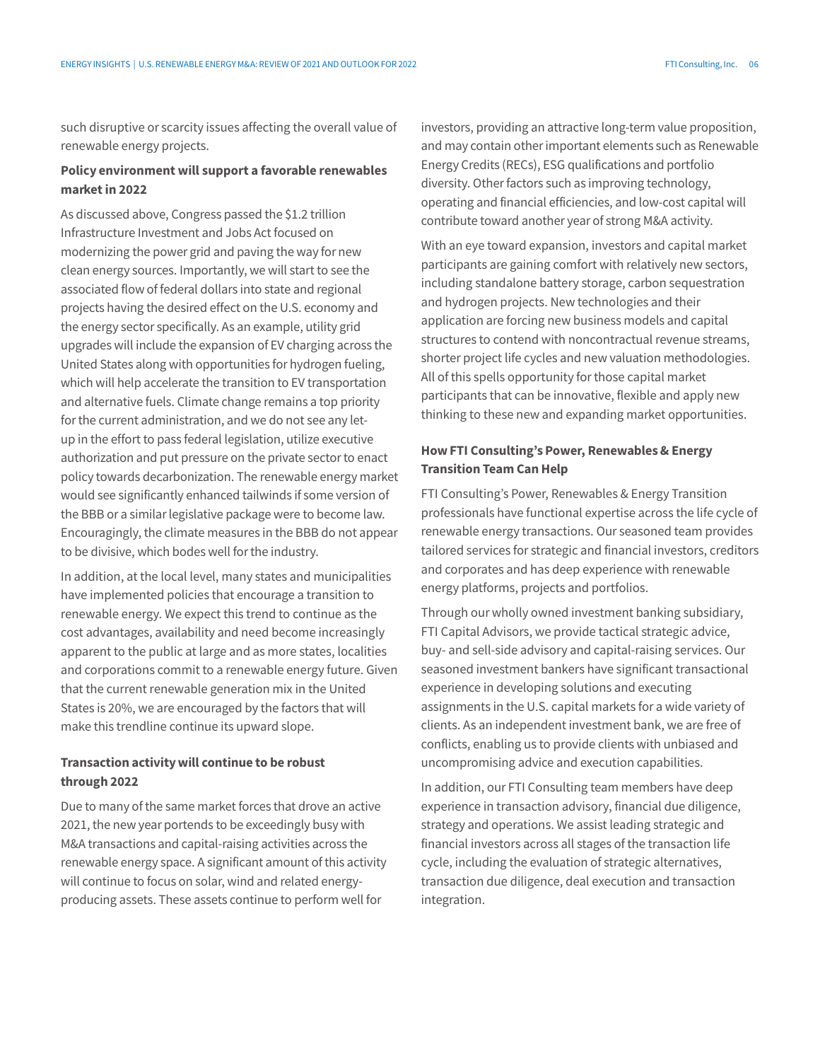such disruptive or scarcity issues affecting the overall value of renewable energy projects.

### Policy environment will support a favorable renewables market in 2022

As discussed above, Congress passed the $1.2 trillion Infrastructure Investment and Jobs Act focused on modernizing the power grid and paving the way for new clean energy sources. Importantly, we will start to see the associated flow of federal dollars into state and regional projects having the desired effect on the U.S. economy and the energy sector specifically. As an example, utility grid upgrades will include the expansion of EV charging across the United States along with opportunities for hydrogen fueling, which will help accelerate the transition to EV transportation and alternative fuels. Climate change remains a top priority for the current administration, and we do not see any let-up in the effort to pass federal legislation, utilize executive authorization and put pressure on the private sector to enact policy towards decarbonization. The renewable energy market would see significantly enhanced tailwinds if some version of the BBB or a similar legislative package were to become law. Encouragingly, the climate measures in the BBB do not appear to be divisive, which bodes well for the industry.

In addition, at the local level, many states and municipalities have implemented policies that encourage a transition to renewable energy. We expect this trend to continue as the cost advantages, availability and need become increasingly apparent to the public at large and as more states, localities and corporations commit to a renewable energy future. Given that the current renewable generation mix in the United States is 20%, we are encouraged by the factors that will make this trendline continue its upward slope.

### Transaction activity will continue to be robust through 2022

Due to many of the same market forces that drove an active 2021, the new year portends to be exceedingly busy with M&A transactions and capital-raising activities across the renewable energy space. A significant amount of this activity will continue to focus on solar, wind and related energy-producing assets. These assets continue to perform well for investors, providing an attractive long-term value proposition, and may contain other important elements such as Renewable Energy Credits (RECs), ESG qualifications and portfolio diversity. Other factors such as improving technology, operating and financial efficiencies, and low-cost capital will contribute toward another year of strong M&A activity.

With an eye toward expansion, investors and capital market participants are gaining comfort with relatively new sectors, including standalone battery storage, carbon sequestration and hydrogen projects. New technologies and their application are forcing new business models and capital structures to contend with noncontractual revenue streams, shorter project life cycles and new valuation methodologies. All of this spells opportunity for those capital market participants that can be innovative, flexible and apply new thinking to these new and expanding market opportunities.

### How FTI Consulting's Power, Renewables & Energy Transition Team Can Help

FTI Consulting's Power, Renewables & Energy Transition professionals have functional expertise across the life cycle of renewable energy transactions. Our seasoned team provides tailored services for strategic and financial investors, creditors and corporates and has deep experience with renewable energy platforms, projects and portfolios.

Through our wholly owned investment banking subsidiary, FTI Capital Advisors, we provide tactical strategic advice, buy- and sell-side advisory and capital-raising services. Our seasoned investment bankers have significant transactional experience in developing solutions and executing assignments in the U.S. capital markets for a wide variety of clients. As an independent investment bank, we are free of conflicts, enabling us to provide clients with unbiased and uncompromising advice and execution capabilities.

In addition, our FTI Consulting team members have deep experience in transaction advisory, financial due diligence, strategy and operations. We assist leading strategic and financial investors across all stages of the transaction life cycle, including the evaluation of strategic alternatives, transaction due diligence, deal execution and transaction integration.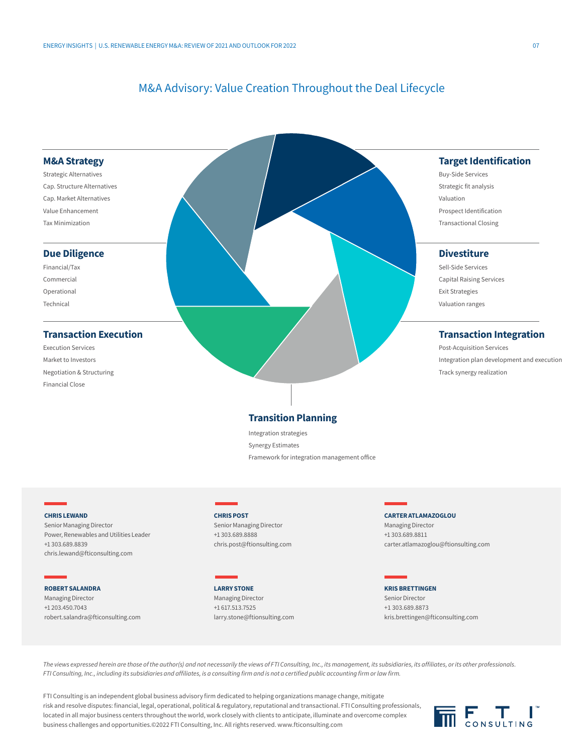## M&A Advisory: Value Creation Throughout the Deal Lifecycle

### M&A Strategy
Strategic Alternatives
Cap. Structure Alternatives
Cap. Market Alternatives
Value Enhancement
Tax Minimization

### Due Diligence
Financial/Tax
Commercial
Operational
Technical

### Transaction Execution
Execution Services
Market to Investors
Negotiation & Structuring
Financial Close

### Target Identification
Buy-Side Services
Strategic fit analysis
Valuation
Prospect Identification
Transactional Closing

### Divestiture
Sell-Side Services
Capital Raising Services
Exit Strategies
Valuation ranges

### Transaction Integration
Post-Acquisition Services
Integration plan development and execution
Track synergy realization

### Transition Planning
Integration strategies
Synergy Estimates
Framework for integration management office

**CHRIS LEWAND**
Senior Managing Director
Power, Renewables and Utilities Leader
+1 303.689.8839
chris.lewand@fticonsulting.com

**CHRIS POST**
Senior Managing Director
+1 303.689.8888
chris.post@ftionsulting.com

**CARTER ATLAMAZOGLOU**
Managing Director
+1 303.689.8811
carter.atlamazoglou@ftionsulting.com

**ROBERT SALANDRA**
Managing Director
+1 203.450.7043
robert.salandra@fticonsulting.com

**LARRY STONE**
Managing Director
+1 617.513.7525
larry.stone@ftionsulting.com

**KRIS BRETTINGEN**
Senior Director
+1 303.689.8873
kris.brettingen@fticonsulting.com

*The views expressed herein are those of the author(s) and not necessarily the views of FTI Consulting, Inc., its management, its subsidiaries, its affiliates, or its other professionals. FTI Consulting, Inc., including its subsidiaries and affiliates, is a consulting firm and is not a certified public accounting firm or law firm.*

FTI Consulting is an independent global business advisory firm dedicated to helping organizations manage change, mitigate risk and resolve disputes: financial, legal, operational, political & regulatory, reputational and transactional. FTI Consulting professionals, located in all major business centers throughout the world, work closely with clients to anticipate, illuminate and overcome complex business challenges and opportunities.©2022 FTI Consulting, Inc. All rights reserved. www.fticonsulting.com

FTI CONSULTING